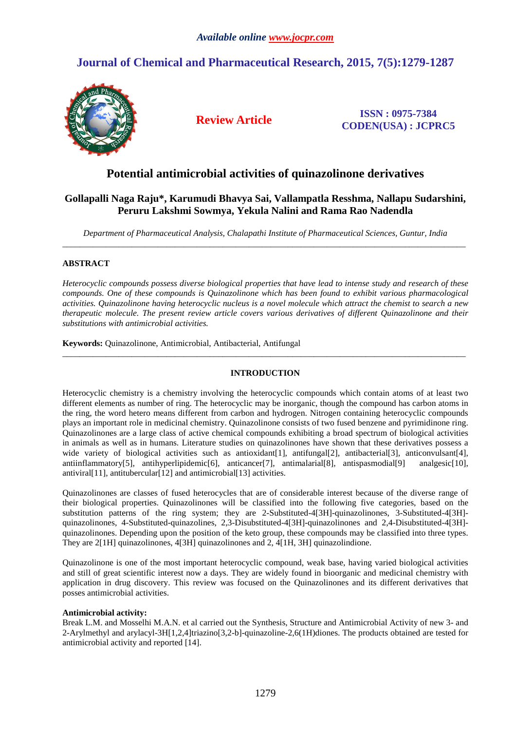*Available online www.jocpr.com*

# Journal of Chemical and Pharmaceutical Research, 2015, 7(5):1279-1287

**Review Article**

**ISSN : 0975-7384**
**CODEN(USA) : JCPRC5**

## Potential antimicrobial activities of quinazolinone derivatives

**Gollapalli Naga Raju\*, Karumudi Bhavya Sai, Vallampatla Resshma, Nallapu Sudarshini, Peruru Lakshmi Sowmya, Yekula Nalini and Rama Rao Nadendla**

*Department of Pharmaceutical Analysis, Chalapathi Institute of Pharmaceutical Sciences, Guntur, India*

---

### ABSTRACT

*Heterocyclic compounds possess diverse biological properties that have lead to intense study and research of these compounds. One of these compounds is Quinazolinone which has been found to exhibit various pharmacological activities. Quinazolinone having heterocyclic nucleus is a novel molecule which attract the chemist to search a new therapeutic molecule. The present review article covers various derivatives of different Quinazolinone and their substitutions with antimicrobial activities.*

**Keywords:** Quinazolinone, Antimicrobial, Antibacterial, Antifungal

---

### INTRODUCTION

Heterocyclic chemistry is a chemistry involving the heterocyclic compounds which contain atoms of at least two different elements as number of ring. The heterocyclic may be inorganic, though the compound has carbon atoms in the ring, the word hetero means different from carbon and hydrogen. Nitrogen containing heterocyclic compounds plays an important role in medicinal chemistry. Quinazolinone consists of two fused benzene and pyrimidinone ring. Quinazolinones are a large class of active chemical compounds exhibiting a broad spectrum of biological activities in animals as well as in humans. Literature studies on quinazolinones have shown that these derivatives possess a wide variety of biological activities such as antioxidant[1], antifungal[2], antibacterial[3], anticonvulsant[4], antiinflammatory[5], antihyperlipidemic[6], anticancer[7], antimalarial[8], antispasmodial[9] analgesic[10], antiviral[11], antitubercular[12] and antimicrobial[13] activities.

Quinazolinones are classes of fused heterocycles that are of considerable interest because of the diverse range of their biological properties. Quinazolinones will be classified into the following five categories, based on the substitution patterns of the ring system; they are 2-Substituted-4[3H]-quinazolinones, 3-Substituted-4[3H]-quinazolinones, 4-Substituted-quinazolines, 2,3-Disubstituted-4[3H]-quinazolinones and 2,4-Disubstituted-4[3H]-quinazolinones. Depending upon the position of the keto group, these compounds may be classified into three types. They are 2[1H] quinazolinones, 4[3H] quinazolinones and 2, 4[1H, 3H] quinazolindione.

Quinazolinone is one of the most important heterocyclic compound, weak base, having varied biological activities and still of great scientific interest now a days. They are widely found in bioorganic and medicinal chemistry with application in drug discovery. This review was focused on the Quinazolinones and its different derivatives that posses antimicrobial activities.

**Antimicrobial activity:**
Break L.M. and Mosselhi M.A.N. et al carried out the Synthesis, Structure and Antimicrobial Activity of new 3- and 2-Arylmethyl and arylacyl-3H[1,2,4]triazino[3,2-b]-quinazoline-2,6(1H)diones. The products obtained are tested for antimicrobial activity and reported [14].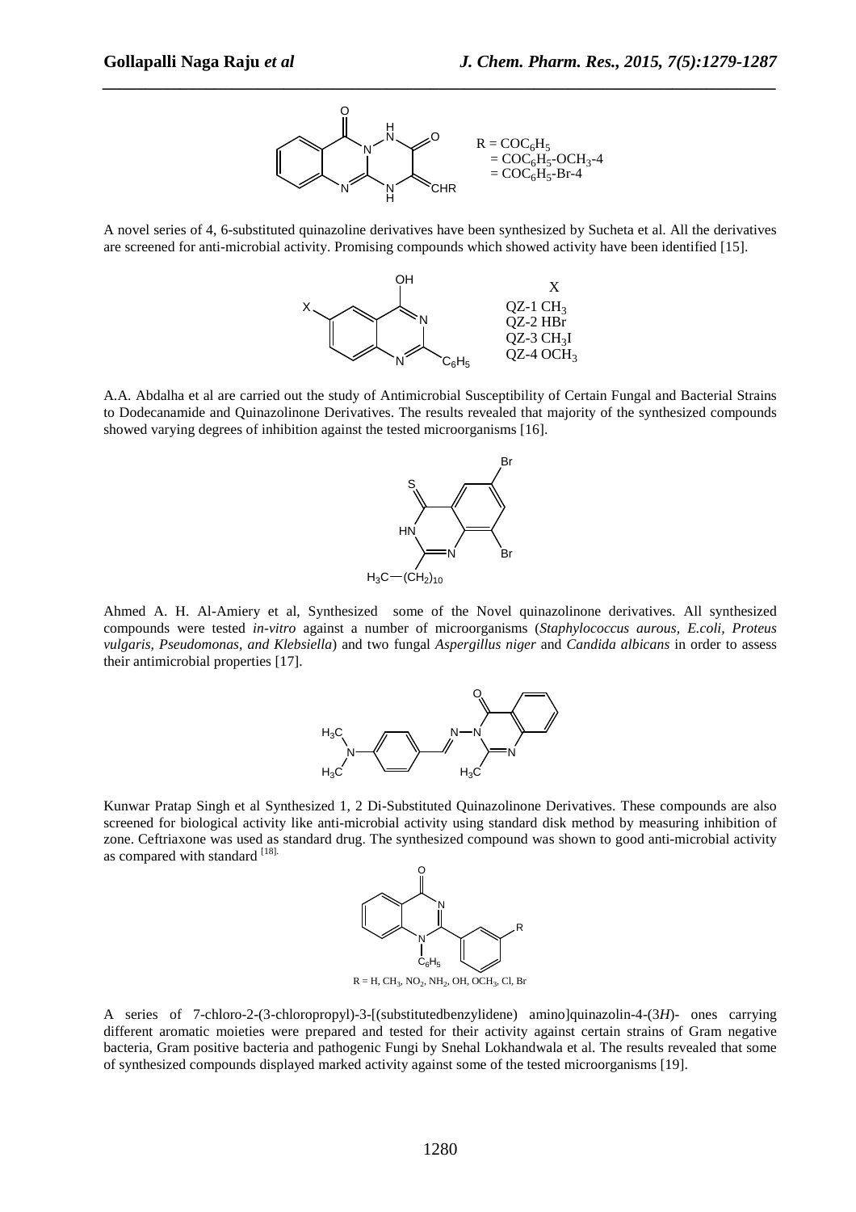$R = COC_6H_5$
$= COC_6H_5\text{-}OCH_3\text{-}4$
$= COC_6H_5\text{-}Br\text{-}4$

A novel series of 4, 6-substituted quinazoline derivatives have been synthesized by Sucheta et al. All the derivatives are screened for anti-microbial activity. Promising compounds which showed activity have been identified [15].

| | X |
|---|---|
| QZ-1 | $CH_3$ |
| QZ-2 | HBr |
| QZ-3 | $CH_3I$ |
| QZ-4 | $OCH_3$ |

A.A. Abdalha et al are carried out the study of Antimicrobial Susceptibility of Certain Fungal and Bacterial Strains to Dodecanamide and Quinazolinone Derivatives. The results revealed that majority of the synthesized compounds showed varying degrees of inhibition against the tested microorganisms [16].

Ahmed A. H. Al-Amiery et al, Synthesized some of the Novel quinazolinone derivatives. All synthesized compounds were tested *in-vitro* against a number of microorganisms (*Staphylococcus aurous, E.coli, Proteus vulgaris, Pseudomonas, and Klebsiella*) and two fungal *Aspergillus niger* and *Candida albicans* in order to assess their antimicrobial properties [17].

Kunwar Pratap Singh et al Synthesized 1, 2 Di-Substituted Quinazolinone Derivatives. These compounds are also screened for biological activity like anti-microbial activity using standard disk method by measuring inhibition of zone. Ceftriaxone was used as standard drug. The synthesized compound was shown to good anti-microbial activity as compared with standard [18].

R = H, $CH_3$, $NO_2$, $NH_2$, OH, $OCH_3$, Cl, Br

A series of 7-chloro-2-(3-chloropropyl)-3-[(substitutedbenzylidene) amino]quinazolin-4-(3*H*)- ones carrying different aromatic moieties were prepared and tested for their activity against certain strains of Gram negative bacteria, Gram positive bacteria and pathogenic Fungi by Snehal Lokhandwala et al. The results revealed that some of synthesized compounds displayed marked activity against some of the tested microorganisms [19].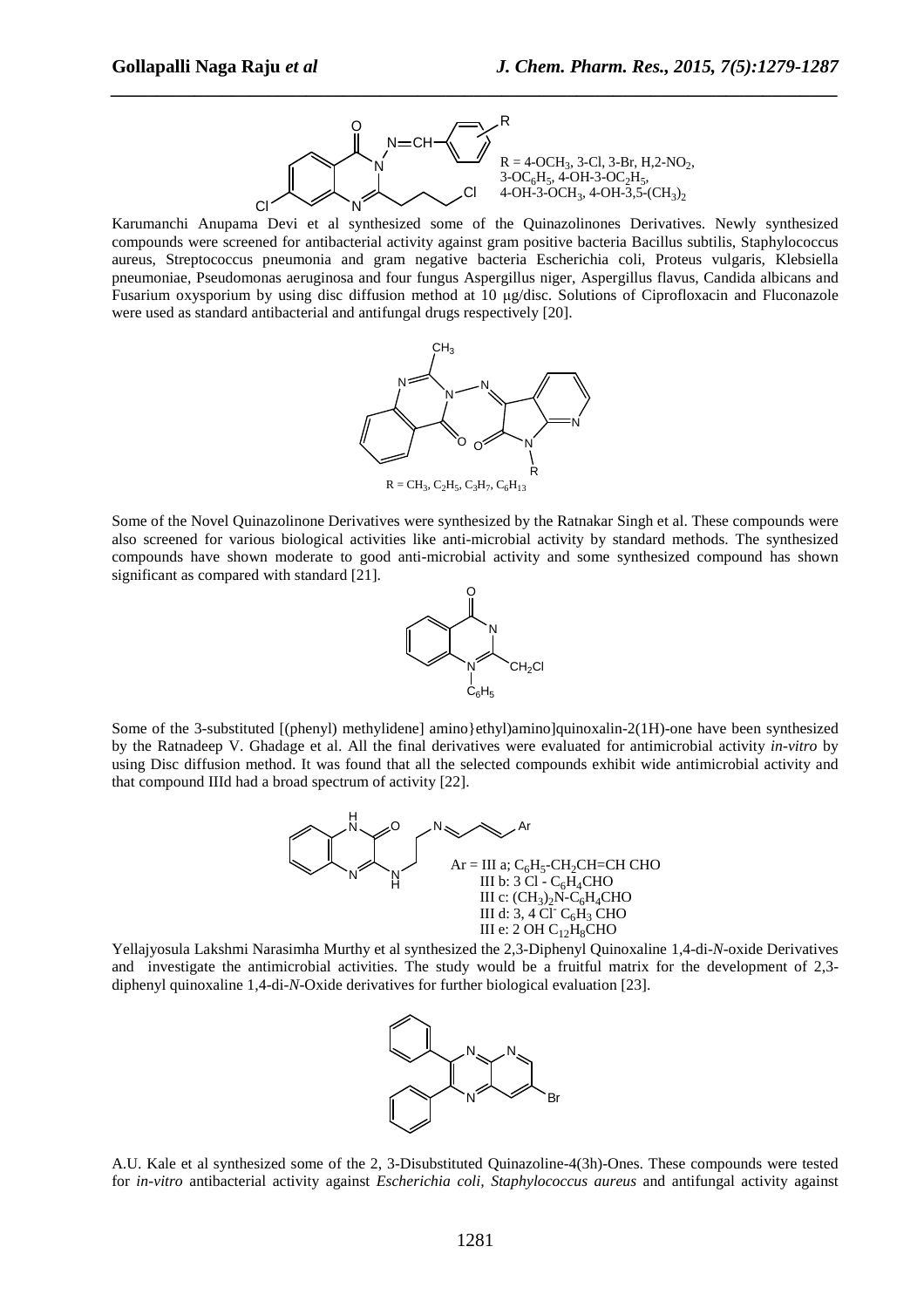R = 4-OCH$_3$, 3-Cl, 3-Br, H,2-NO$_2$, 3-OC$_6$H$_5$, 4-OH-3-OC$_2$H$_5$, 4-OH-3-OCH$_3$, 4-OH-3,5-(CH$_3$)$_2$

Karumanchi Anupama Devi et al synthesized some of the Quinazolinones Derivatives. Newly synthesized compounds were screened for antibacterial activity against gram positive bacteria Bacillus subtilis, Staphylococcus aureus, Streptococcus pneumonia and gram negative bacteria Escherichia coli, Proteus vulgaris, Klebsiella pneumoniae, Pseudomonas aeruginosa and four fungus Aspergillus niger, Aspergillus flavus, Candida albicans and Fusarium oxysporium by using disc diffusion method at 10 μg/disc. Solutions of Ciprofloxacin and Fluconazole were used as standard antibacterial and antifungal drugs respectively [20].

R = CH$_3$, C$_2$H$_5$, C$_3$H$_7$, C$_6$H$_{13}$

Some of the Novel Quinazolinone Derivatives were synthesized by the Ratnakar Singh et al. These compounds were also screened for various biological activities like anti-microbial activity by standard methods. The synthesized compounds have shown moderate to good anti-microbial activity and some synthesized compound has shown significant as compared with standard [21].

Some of the 3-substituted [(phenyl) methylidene] amino}ethyl)amino]quinoxalin-2(1H)-one have been synthesized by the Ratnadeep V. Ghadage et al. All the final derivatives were evaluated for antimicrobial activity *in-vitro* by using Disc diffusion method. It was found that all the selected compounds exhibit wide antimicrobial activity and that compound IIId had a broad spectrum of activity [22].

Ar = III a; C$_6$H$_5$-CH$_2$CH=CH CHO
III b: 3 Cl - C$_6$H$_4$CHO
III c: (CH$_3$)$_2$N-C$_6$H$_4$CHO
III d: 3, 4 Cl$^-$ C$_6$H$_3$ CHO
III e: 2 OH C$_{12}$H$_8$CHO

Yellajyosula Lakshmi Narasimha Murthy et al synthesized the 2,3-Diphenyl Quinoxaline 1,4-di-*N*-oxide Derivatives and investigate the antimicrobial activities. The study would be a fruitful matrix for the development of 2,3-diphenyl quinoxaline 1,4-di-*N*-Oxide derivatives for further biological evaluation [23].

A.U. Kale et al synthesized some of the 2, 3-Disubstituted Quinazoline-4(3h)-Ones. These compounds were tested for *in-vitro* antibacterial activity against *Escherichia coli, Staphylococcus aureus* and antifungal activity against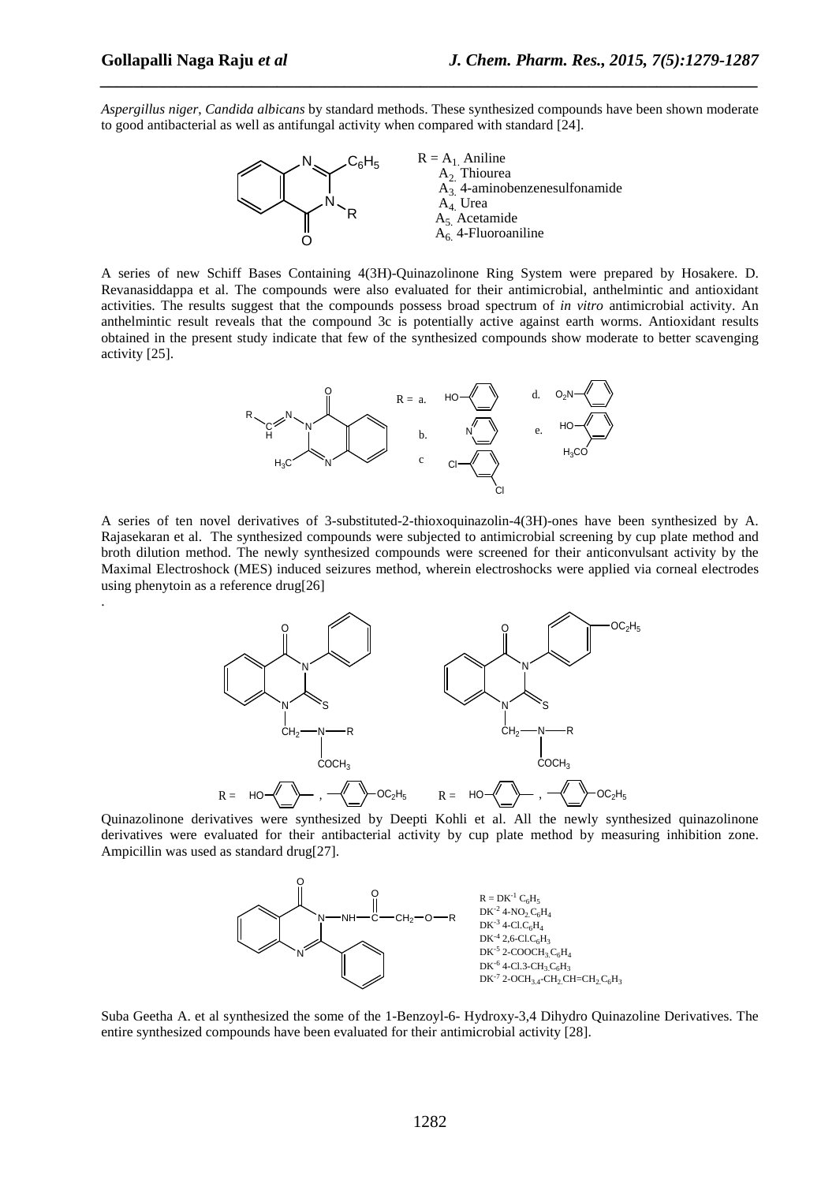*Aspergillus niger, Candida albicans* by standard methods. These synthesized compounds have been shown moderate to good antibacterial as well as antifungal activity when compared with standard [24].

R = $A_1$ Aniline
$A_2$ Thiourea
$A_3$ 4-aminobenzenesulfonamide
$A_4$ Urea
$A_5$ Acetamide
$A_6$ 4-Fluoroaniline

A series of new Schiff Bases Containing 4(3H)-Quinazolinone Ring System were prepared by Hosakere. D. Revanasiddappa et al. The compounds were also evaluated for their antimicrobial, anthelmintic and antioxidant activities. The results suggest that the compounds possess broad spectrum of *in vitro* antimicrobial activity. An anthelmintic result reveals that the compound 3c is potentially active against earth worms. Antioxidant results obtained in the present study indicate that few of the synthesized compounds show moderate to better scavenging activity [25].

A series of ten novel derivatives of 3-substituted-2-thioxoquinazolin-4(3H)-ones have been synthesized by A. Rajasekaran et al. The synthesized compounds were subjected to antimicrobial screening by cup plate method and broth dilution method. The newly synthesized compounds were screened for their anticonvulsant activity by the Maximal Electroshock (MES) induced seizures method, wherein electroshocks were applied via corneal electrodes using phenytoin as a reference drug[26]

.

Quinazolinone derivatives were synthesized by Deepti Kohli et al. All the newly synthesized quinazolinone derivatives were evaluated for their antibacterial activity by cup plate method by measuring inhibition zone. Ampicillin was used as standard drug[27].

R = $DK^{-1}$ $C_6H_5$
$DK^{-2}$ 4-$NO_2$ $C_6H_4$
$DK^{-3}$ 4-Cl.$C_6H_4$
$DK^{-4}$ 2,6-Cl.$C_6H_3$
$DK^{-5}$ 2-$COOCH_3$ $C_6H_4$
$DK^{-6}$ 4-Cl.3-$CH_3$ $C_6H_3$
$DK^{-7}$ 2-$OCH_{3,4}$-$CH_2$ $CH$=$CH_2$ $C_6H_3$

Suba Geetha A. et al synthesized the some of the 1-Benzoyl-6- Hydroxy-3,4 Dihydro Quinazoline Derivatives. The entire synthesized compounds have been evaluated for their antimicrobial activity [28].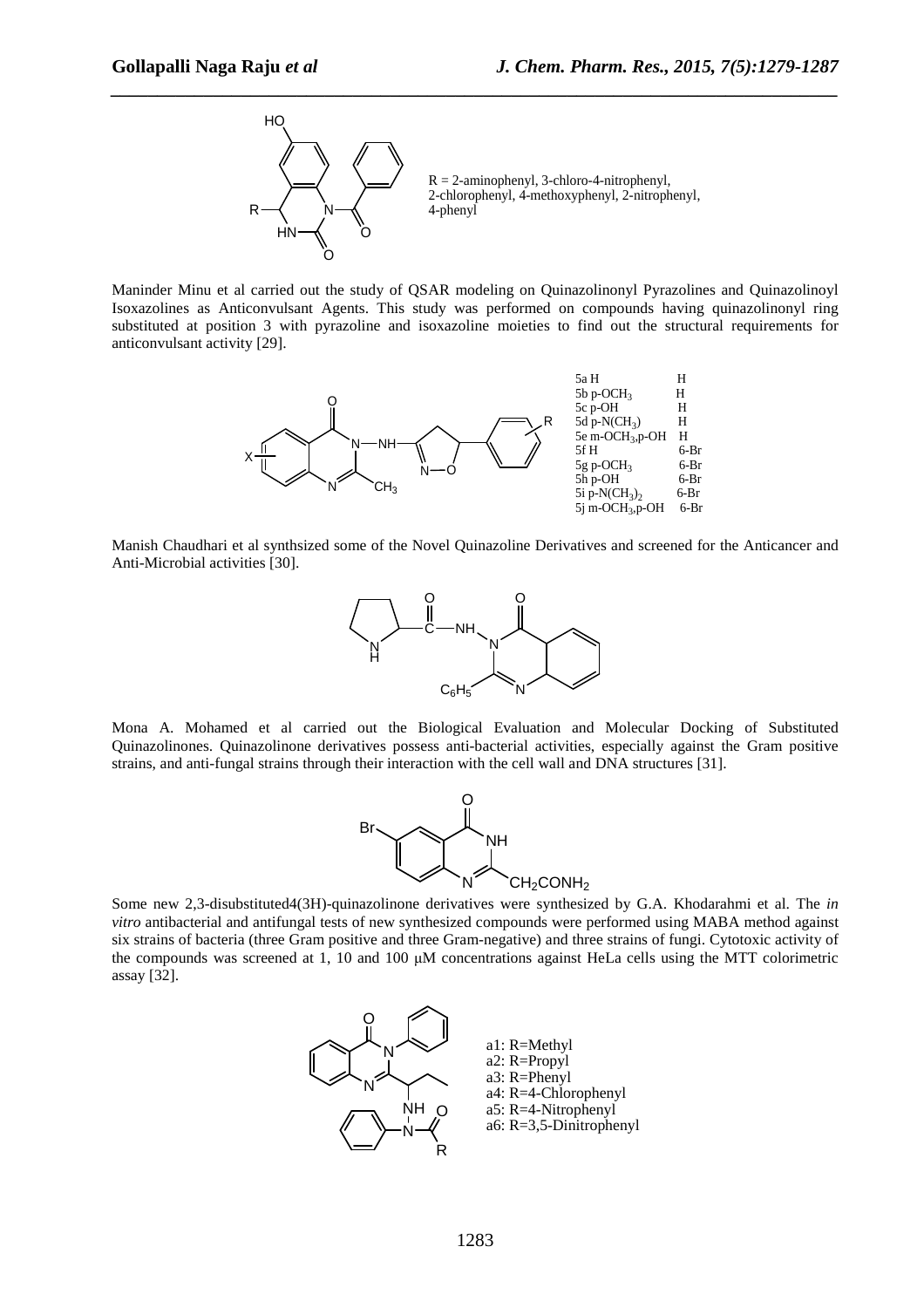R = 2-aminophenyl, 3-chloro-4-nitrophenyl, 2-chlorophenyl, 4-methoxyphenyl, 2-nitrophenyl, 4-phenyl

Maninder Minu et al carried out the study of QSAR modeling on Quinazolinonyl Pyrazolines and Quinazolinoyl Isoxazolines as Anticonvulsant Agents. This study was performed on compounds having quinazolinonyl ring substituted at position 3 with pyrazoline and isoxazoline moieties to find out the structural requirements for anticonvulsant activity [29].

| | R | X |
|---|---|---|
| 5a | H | H |
| 5b | p-$OCH_3$ | H |
| 5c | p-OH | H |
| 5d | p-$N(CH_3)$ | H |
| 5e | m-$OCH_3$,p-OH | H |
| 5f | H | 6-Br |
| 5g | p-$OCH_3$ | 6-Br |
| 5h | p-OH | 6-Br |
| 5i | p-$N(CH_3)_2$ | 6-Br |
| 5j | m-$OCH_3$,p-OH | 6-Br |

Manish Chaudhari et al synthsized some of the Novel Quinazoline Derivatives and screened for the Anticancer and Anti-Microbial activities [30].

Mona A. Mohamed et al carried out the Biological Evaluation and Molecular Docking of Substituted Quinazolinones. Quinazolinone derivatives possess anti-bacterial activities, especially against the Gram positive strains, and anti-fungal strains through their interaction with the cell wall and DNA structures [31].

Some new 2,3-disubstituted4(3H)-quinazolinone derivatives were synthesized by G.A. Khodarahmi et al. The *in vitro* antibacterial and antifungal tests of new synthesized compounds were performed using MABA method against six strains of bacteria (three Gram positive and three Gram-negative) and three strains of fungi. Cytotoxic activity of the compounds was screened at 1, 10 and 100 μM concentrations against HeLa cells using the MTT colorimetric assay [32].

a1: R=Methyl
a2: R=Propyl
a3: R=Phenyl
a4: R=4-Chlorophenyl
a5: R=4-Nitrophenyl
a6: R=3,5-Dinitrophenyl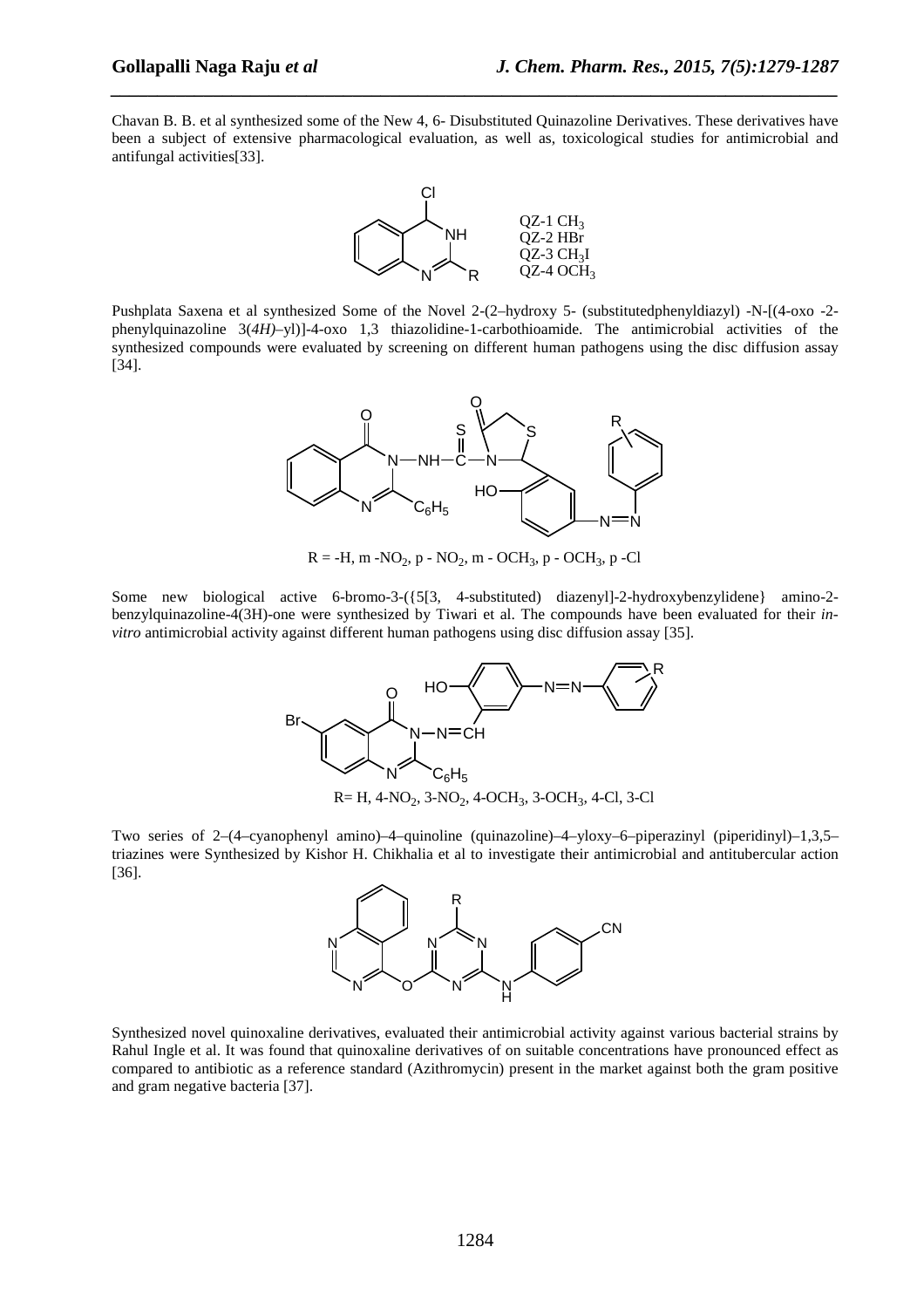Chavan B. B. et al synthesized some of the New 4, 6- Disubstituted Quinazoline Derivatives. These derivatives have been a subject of extensive pharmacological evaluation, as well as, toxicological studies for antimicrobial and antifungal activities[33].

QZ-1 $CH_3$
QZ-2 HBr
QZ-3 $CH_3I$
QZ-4 $OCH_3$

Pushplata Saxena et al synthesized Some of the Novel 2-(2–hydroxy 5- (substitutedphenyldiazyl) -N-[(4-oxo -2-phenylquinazoline 3(*4H)*–yl)]-4-oxo 1,3 thiazolidine-1-carbothioamide. The antimicrobial activities of the synthesized compounds were evaluated by screening on different human pathogens using the disc diffusion assay [34].

R = -H, m -$NO_2$, p - $NO_2$, m - $OCH_3$, p - $OCH_3$, p -Cl

Some new biological active 6-bromo-3-({5[3, 4-substituted) diazenyl]-2-hydroxybenzylidene} amino-2-benzylquinazoline-4(3H)-one were synthesized by Tiwari et al. The compounds have been evaluated for their *in-vitro* antimicrobial activity against different human pathogens using disc diffusion assay [35].

R= H, 4-$NO_2$, 3-$NO_2$, 4-$OCH_3$, 3-$OCH_3$, 4-Cl, 3-Cl

Two series of 2–(4–cyanophenyl amino)–4–quinoline (quinazoline)–4–yloxy–6–piperazinyl (piperidinyl)–1,3,5–triazines were Synthesized by Kishor H. Chikhalia et al to investigate their antimicrobial and antitubercular action [36].

Synthesized novel quinoxaline derivatives, evaluated their antimicrobial activity against various bacterial strains by Rahul Ingle et al. It was found that quinoxaline derivatives of on suitable concentrations have pronounced effect as compared to antibiotic as a reference standard (Azithromycin) present in the market against both the gram positive and gram negative bacteria [37].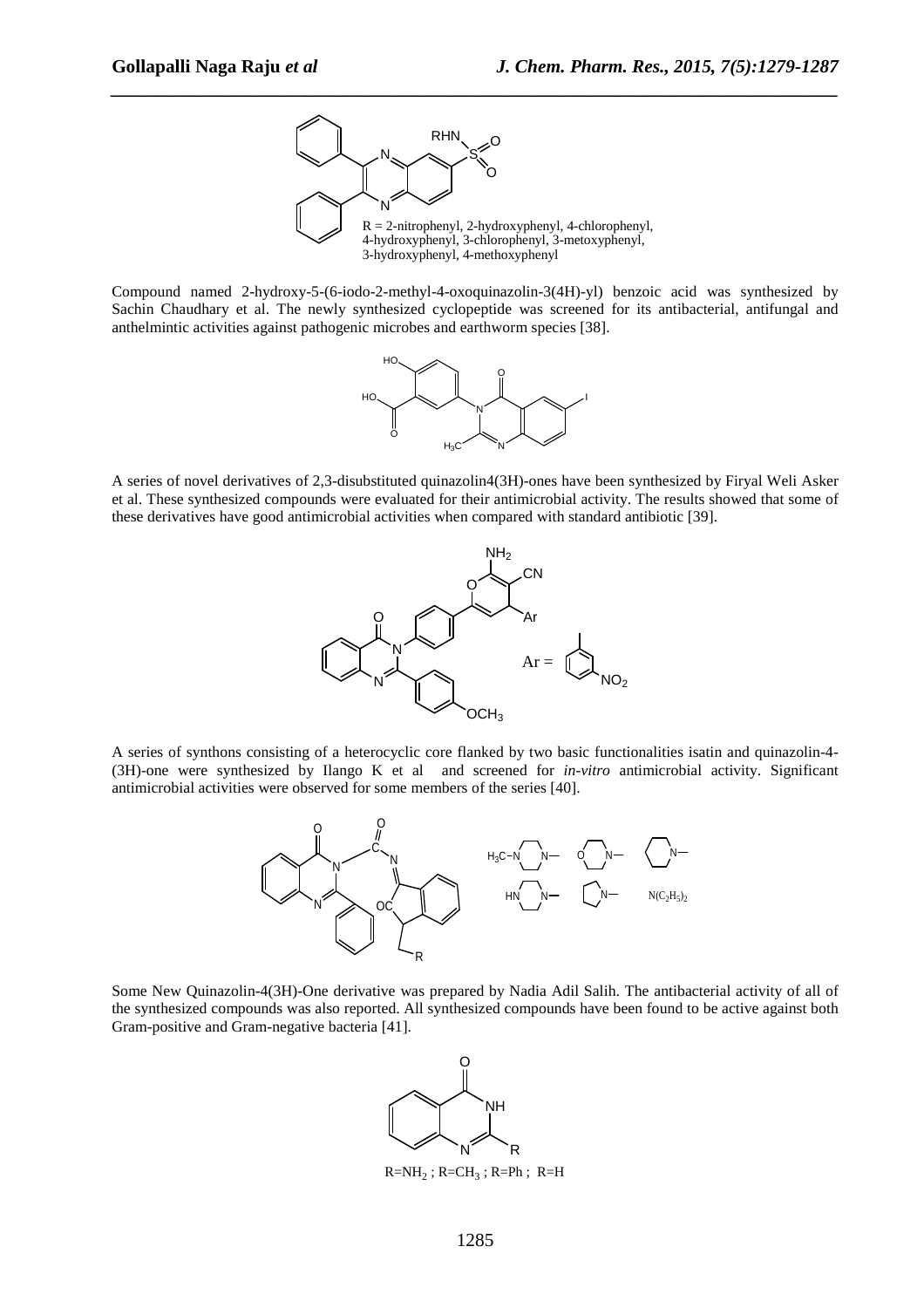R = 2-nitrophenyl, 2-hydroxyphenyl, 4-chlorophenyl, 4-hydroxyphenyl, 3-chlorophenyl, 3-metoxyphenyl, 3-hydroxyphenyl, 4-methoxyphenyl

Compound named 2-hydroxy-5-(6-iodo-2-methyl-4-oxoquinazolin-3(4H)-yl) benzoic acid was synthesized by Sachin Chaudhary et al. The newly synthesized cyclopeptide was screened for its antibacterial, antifungal and anthelmintic activities against pathogenic microbes and earthworm species [38].

A series of novel derivatives of 2,3-disubstituted quinazolin4(3H)-ones have been synthesized by Firyal Weli Asker et al. These synthesized compounds were evaluated for their antimicrobial activity. The results showed that some of these derivatives have good antimicrobial activities when compared with standard antibiotic [39].

A series of synthons consisting of a heterocyclic core flanked by two basic functionalities isatin and quinazolin-4-(3H)-one were synthesized by Ilango K et al and screened for *in-vitro* antimicrobial activity. Significant antimicrobial activities were observed for some members of the series [40].

Some New Quinazolin-4(3H)-One derivative was prepared by Nadia Adil Salih. The antibacterial activity of all of the synthesized compounds was also reported. All synthesized compounds have been found to be active against both Gram-positive and Gram-negative bacteria [41].

R=$NH_2$ ; R=$CH_3$ ; R=Ph ; R=H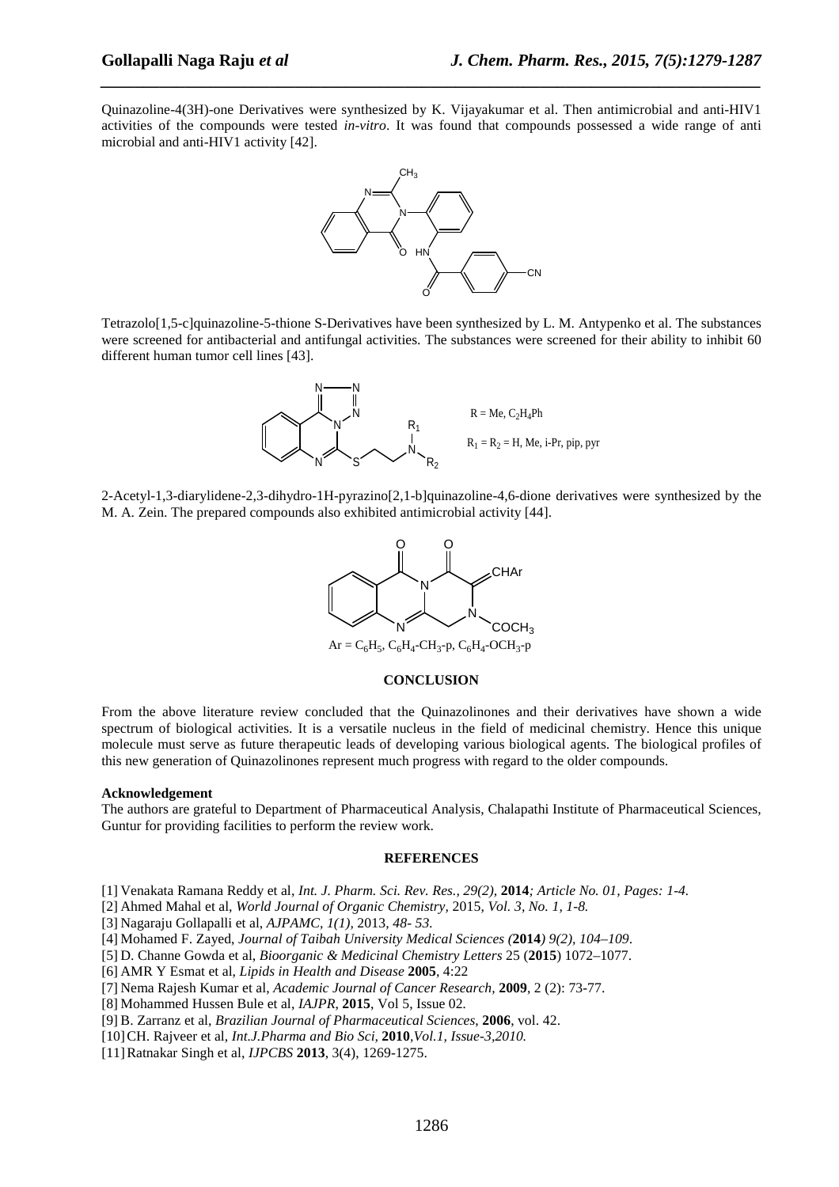Quinazoline-4(3H)-one Derivatives were synthesized by K. Vijayakumar et al. Then antimicrobial and anti-HIV1 activities of the compounds were tested *in-vitro*. It was found that compounds possessed a wide range of anti microbial and anti-HIV1 activity [42].

Tetrazolo[1,5-c]quinazoline-5-thione S-Derivatives have been synthesized by L. M. Antypenko et al. The substances were screened for antibacterial and antifungal activities. The substances were screened for their ability to inhibit 60 different human tumor cell lines [43].

R = Me, $C_2H_4Ph$

$R_1 = R_2$ = H, Me, i-Pr, pip, pyr

2-Acetyl-1,3-diarylidene-2,3-dihydro-1H-pyrazino[2,1-b]quinazoline-4,6-dione derivatives were synthesized by the M. A. Zein. The prepared compounds also exhibited antimicrobial activity [44].

Ar = $C_6H_5$, $C_6H_4$-$CH_3$-p, $C_6H_4$-$OCH_3$-p

## CONCLUSION

From the above literature review concluded that the Quinazolinones and their derivatives have shown a wide spectrum of biological activities. It is a versatile nucleus in the field of medicinal chemistry. Hence this unique molecule must serve as future therapeutic leads of developing various biological agents. The biological profiles of this new generation of Quinazolinones represent much progress with regard to the older compounds.

### Acknowledgement

The authors are grateful to Department of Pharmaceutical Analysis, Chalapathi Institute of Pharmaceutical Sciences, Guntur for providing facilities to perform the review work.

## REFERENCES

[1] Venakata Ramana Reddy et al, *Int. J. Pharm. Sci. Rev. Res., 29(2),* **2014**; *Article No. 01, Pages: 1-4.*

[2] Ahmed Mahal et al, *World Journal of Organic Chemistry,* 2015, *Vol. 3, No. 1, 1-8.*

[3] Nagaraju Gollapalli et al, *AJPAMC, 1(1),* 2013, *48- 53.*

[4] Mohamed F. Zayed, *Journal of Taibah University Medical Sciences (***2014***) 9(2), 104–109.*

[5] D. Channe Gowda et al, *Bioorganic & Medicinal Chemistry Letters* 25 (**2015**) 1072–1077.

[6] AMR Y Esmat et al, *Lipids in Health and Disease* **2005**, 4:22

[7] Nema Rajesh Kumar et al, *Academic Journal of Cancer Research,* **2009**, 2 (2): 73-77.

[8] Mohammed Hussen Bule et al, *IAJPR,* **2015**, Vol 5, Issue 02.

[9] B. Zarranz et al, *Brazilian Journal of Pharmaceutical Sciences,* **2006**, vol. 42.

[10] CH. Rajveer et al, *Int.J.Pharma and Bio Sci,* **2010**,*Vol.1, Issue-3,2010.*

[11] Ratnakar Singh et al, *IJPCBS* **2013**, 3(4), 1269-1275.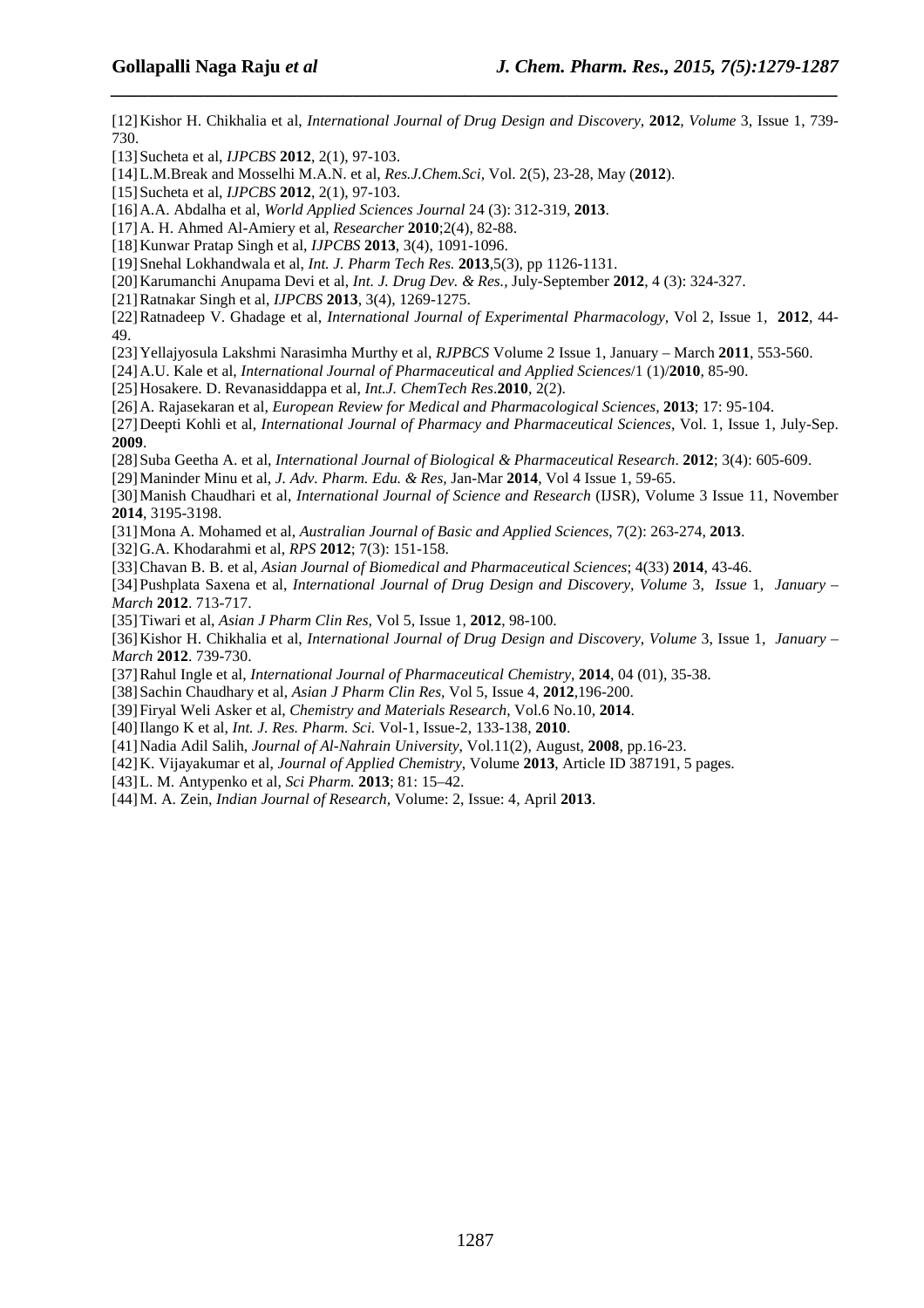[12] Kishor H. Chikhalia et al, *International Journal of Drug Design and Discovery*, **2012**, *Volume* 3, Issue 1, 739-730.

[13] Sucheta et al, *IJPCBS* **2012**, 2(1), 97-103.

[14] L.M.Break and Mosselhi M.A.N. et al, *Res.J.Chem.Sci*, Vol. 2(5), 23-28, May (**2012**).

[15] Sucheta et al, *IJPCBS* **2012**, 2(1), 97-103.

[16] A.A. Abdalha et al, *World Applied Sciences Journal* 24 (3): 312-319, **2013**.

[17] A. H. Ahmed Al-Amiery et al, *Researcher* **2010**;2(4), 82-88.

[18] Kunwar Pratap Singh et al, *IJPCBS* **2013**, 3(4), 1091-1096.

[19] Snehal Lokhandwala et al, *Int. J. Pharm Tech Res.* **2013**,5(3), pp 1126-1131.

[20] Karumanchi Anupama Devi et al, *Int. J. Drug Dev. & Res.*, July-September **2012**, 4 (3): 324-327.

[21] Ratnakar Singh et al, *IJPCBS* **2013**, 3(4), 1269-1275.

[22] Ratnadeep V. Ghadage et al, *International Journal of Experimental Pharmacology*, Vol 2, Issue 1, **2012**, 44-49.

[23] Yellajyosula Lakshmi Narasimha Murthy et al, *RJPBCS* Volume 2 Issue 1, January – March **2011**, 553-560.

[24] A.U. Kale et al, *International Journal of Pharmaceutical and Applied Sciences*/1 (1)/**2010**, 85-90.

[25] Hosakere. D. Revanasiddappa et al, *Int.J. ChemTech Res*.**2010**, 2(2).

[26] A. Rajasekaran et al, *European Review for Medical and Pharmacological Sciences*, **2013**; 17: 95-104.

[27] Deepti Kohli et al, *International Journal of Pharmacy and Pharmaceutical Sciences*, Vol. 1, Issue 1, July-Sep. **2009**.

[28] Suba Geetha A. et al, *International Journal of Biological & Pharmaceutical Research*. **2012**; 3(4): 605-609.

[29] Maninder Minu et al, *J. Adv. Pharm. Edu. & Res*, Jan-Mar **2014**, Vol 4 Issue 1, 59-65.

[30] Manish Chaudhari et al, *International Journal of Science and Research* (IJSR), Volume 3 Issue 11, November **2014**, 3195-3198.

[31] Mona A. Mohamed et al, *Australian Journal of Basic and Applied Sciences*, 7(2): 263-274, **2013**.

[32] G.A. Khodarahmi et al, *RPS* **2012**; 7(3): 151-158.

[33] Chavan B. B. et al, *Asian Journal of Biomedical and Pharmaceutical Sciences*; 4(33) **2014**, 43-46.

[34] Pushplata Saxena et al, *International Journal of Drug Design and Discovery*, *Volume* 3, *Issue* 1, *January – March* **2012**. 713-717.

[35] Tiwari et al, *Asian J Pharm Clin Res*, Vol 5, Issue 1, **2012**, 98-100.

[36] Kishor H. Chikhalia et al, *International Journal of Drug Design and Discovery*, *Volume* 3, Issue 1, *January – March* **2012**. 739-730.

[37] Rahul Ingle et al, *International Journal of Pharmaceutical Chemistry*, **2014**, 04 (01), 35-38.

[38] Sachin Chaudhary et al, *Asian J Pharm Clin Res*, Vol 5, Issue 4, **2012**,196-200.

[39] Firyal Weli Asker et al, *Chemistry and Materials Research*, Vol.6 No.10, **2014**.

[40] Ilango K et al, *Int. J. Res. Pharm. Sci.* Vol-1, Issue-2, 133-138, **2010**.

[41] Nadia Adil Salih, *Journal of Al-Nahrain University*, Vol.11(2), August, **2008**, pp.16-23.

[42] K. Vijayakumar et al, *Journal of Applied Chemistry*, Volume **2013**, Article ID 387191, 5 pages.

[43] L. M. Antypenko et al, *Sci Pharm.* **2013**; 81: 15–42.

[44] M. A. Zein, *Indian Journal of Research*, Volume: 2, Issue: 4, April **2013**.